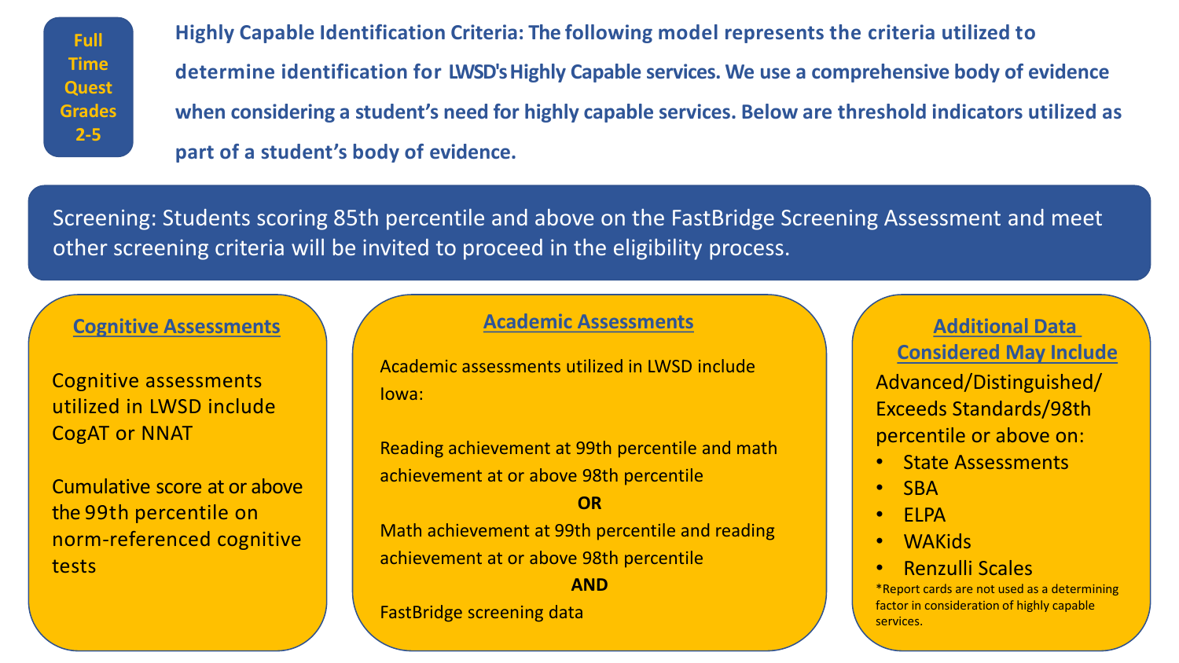**Full Time Quest Grades 2-5**

**Highly Capable Identification Criteria: The following model represents the criteria utilized to determine identification for LWSD's Highly Capable services. We use a comprehensive body of evidence when considering a student's need for highly capable services. Below are threshold indicators utilized as part of a student's body of evidence.**

Screening: Students scoring 85th percentile and above on the FastBridge Screening Assessment and meet other screening criteria will be invited to proceed in the eligibility process.

## Cognitive Assessments

Cognitive assessments utilized in LWSD include CogAT or NNAT

Cumulative score at or above the 99th percentile on norm-referenced cognitive tests

## Academic Assessments

Academic assessments utilized in LWSD include Iowa:

Reading achievement at 99th percentile and math achievement at or above 98th percentile

**OR**

Math achievement at 99th percentile and reading achievement at or above 98th percentile

**AND**

FastBridge screening data

## Additional Data Considered May Include

Advanced/Distinguished/ Exceeds Standards/98th percentile or above on:

- State Assessments
- SBA
- ELPA
- WAKids
- Renzulli Scales

*Report cards are not used as a determining factor in consideration of highly capable services.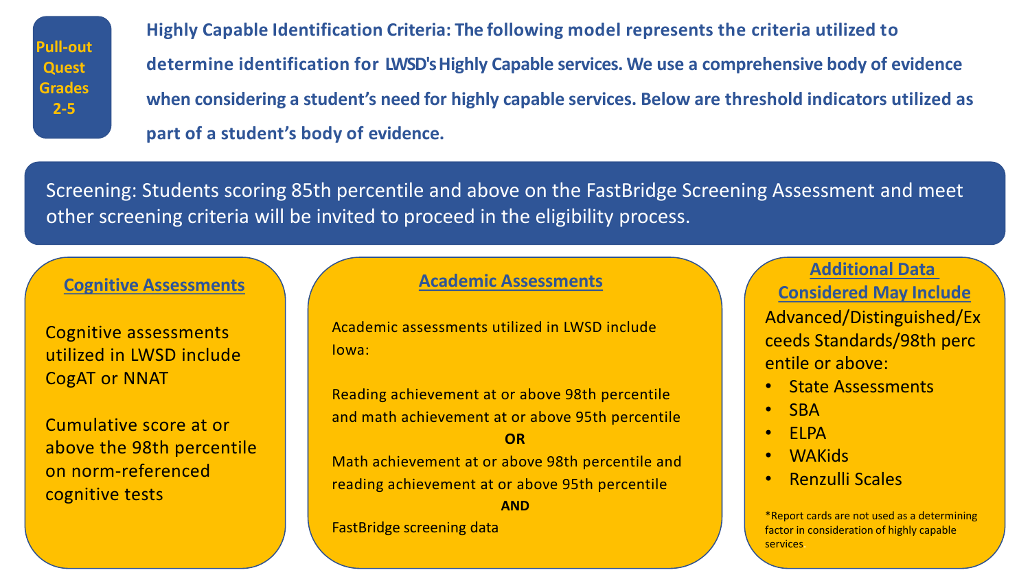**Pull-out Quest Grades 2-5**

**Highly Capable Identification Criteria: The following model represents the criteria utilized to determine identification for LWSD's Highly Capable services. We use a comprehensive body of evidence when considering a student's need for highly capable services. Below are threshold indicators utilized as part of a student's body of evidence.**

Screening: Students scoring 85th percentile and above on the FastBridge Screening Assessment and meet other screening criteria will be invited to proceed in the eligibility process.

## Cognitive Assessments

Cognitive assessments utilized in LWSD include CogAT or NNAT

Cumulative score at or above the 98th percentile on norm-referenced cognitive tests

## Academic Assessments

Academic assessments utilized in LWSD include Iowa:

Reading achievement at or above 98th percentile and math achievement at or above 95th percentile

**OR**

Math achievement at or above 98th percentile and reading achievement at or above 95th percentile

**AND**

FastBridge screening data

## Additional Data Considered May Include

Advanced/Distinguished/Exceeds Standards/98th percentile or above:

- State Assessments
- SBA
- ELPA
- WAKids
- Renzulli Scales

*Report cards are not used as a determining factor in consideration of highly capable services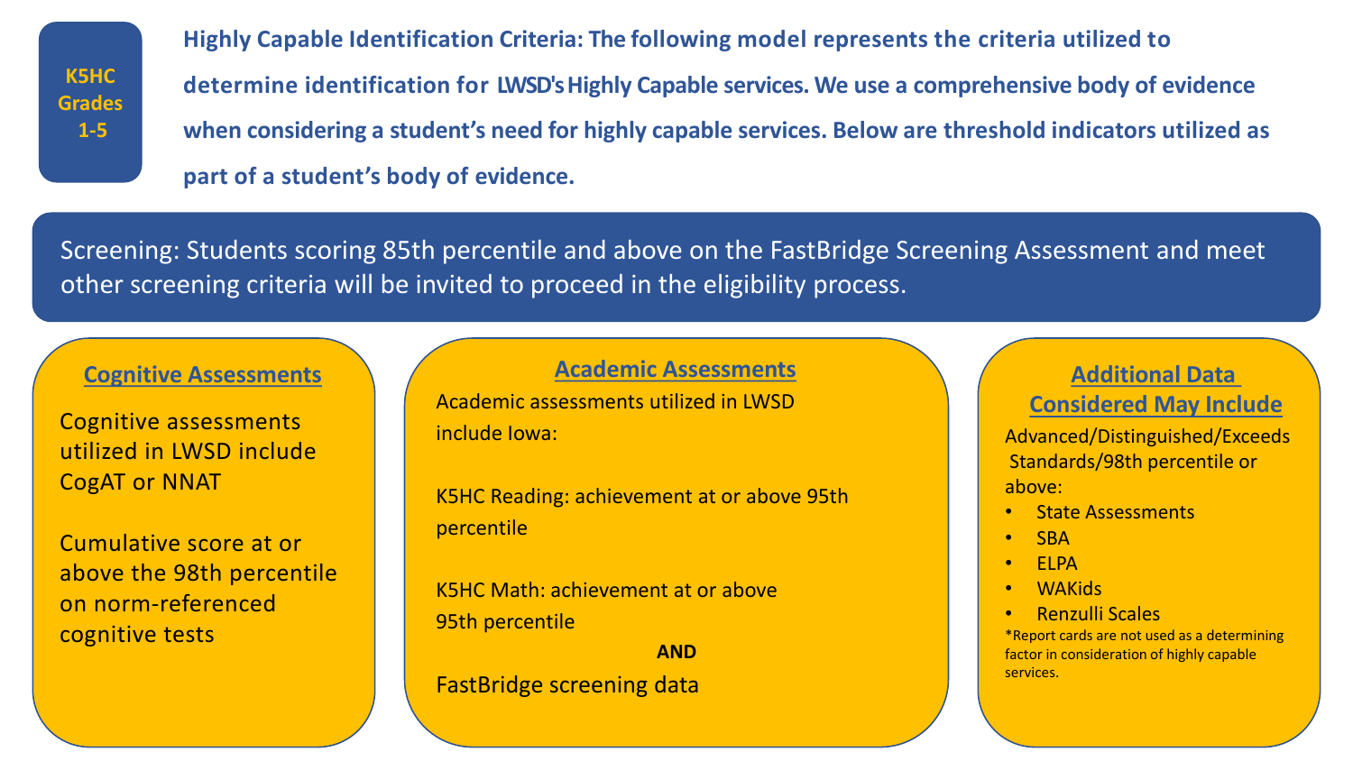**K5HC Grades 1-5**

**Highly Capable Identification Criteria: The following model represents the criteria utilized to determine identification for LWSD's Highly Capable services. We use a comprehensive body of evidence when considering a student's need for highly capable services. Below are threshold indicators utilized as part of a student's body of evidence.**

Screening: Students scoring 85th percentile and above on the FastBridge Screening Assessment and meet other screening criteria will be invited to proceed in the eligibility process.

## Cognitive Assessments

Cognitive assessments utilized in LWSD include CogAT or NNAT

Cumulative score at or above the 98th percentile on norm-referenced cognitive tests

## Academic Assessments

Academic assessments utilized in LWSD include Iowa:

K5HC Reading: achievement at or above 95th percentile

K5HC Math: achievement at or above 95th percentile

**AND**

FastBridge screening data

## Additional Data Considered May Include

Advanced/Distinguished/Exceeds Standards/98th percentile or above:

- State Assessments
- SBA
- ELPA
- WAKids
- Renzulli Scales

*Report cards are not used as a determining factor in consideration of highly capable services.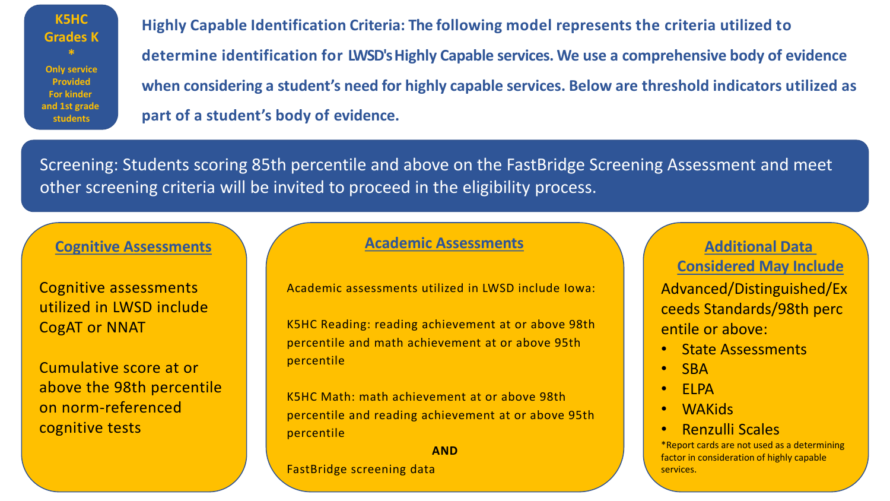**K5HC Grades K**

**\***

**Only service Provided For kinder and 1st grade students**

## Highly Capable Identification Criteria: The following model represents the criteria utilized to determine identification for LWSD's Highly Capable services. We use a comprehensive body of evidence when considering a student's need for highly capable services. Below are threshold indicators utilized as part of a student's body of evidence.

Screening: Students scoring 85th percentile and above on the FastBridge Screening Assessment and meet other screening criteria will be invited to proceed in the eligibility process.

### Cognitive Assessments

Cognitive assessments utilized in LWSD include CogAT or NNAT

Cumulative score at or above the 98th percentile on norm-referenced cognitive tests

### Academic Assessments

Academic assessments utilized in LWSD include Iowa:

K5HC Reading: reading achievement at or above 98th percentile and math achievement at or above 95th percentile

K5HC Math: math achievement at or above 98th percentile and reading achievement at or above 95th percentile

**AND**

FastBridge screening data

### Additional Data Considered May Include

Advanced/Distinguished/Exceeds Standards/98th percentile or above:

- State Assessments
- SBA
- ELPA
- WAKids
- Renzulli Scales

*Report cards are not used as a determining factor in consideration of highly capable services.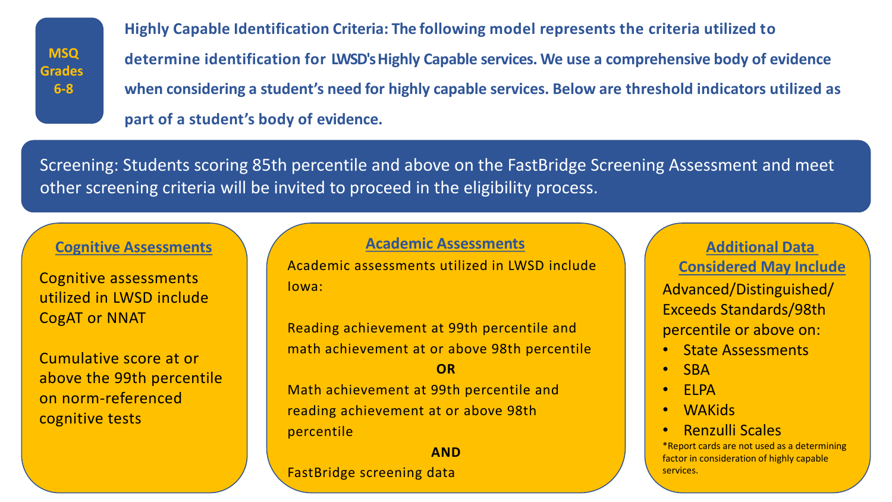**MSQ Grades 6-8**

**Highly Capable Identification Criteria: The following model represents the criteria utilized to determine identification for LWSD's Highly Capable services. We use a comprehensive body of evidence when considering a student's need for highly capable services. Below are threshold indicators utilized as part of a student's body of evidence.**

Screening: Students scoring 85th percentile and above on the FastBridge Screening Assessment and meet other screening criteria will be invited to proceed in the eligibility process.

## Cognitive Assessments

Cognitive assessments utilized in LWSD include CogAT or NNAT

Cumulative score at or above the 99th percentile on norm-referenced cognitive tests

## Academic Assessments

Academic assessments utilized in LWSD include Iowa:

Reading achievement at 99th percentile and math achievement at or above 98th percentile

**OR**

Math achievement at 99th percentile and reading achievement at or above 98th percentile

**AND**

FastBridge screening data

## Additional Data Considered May Include

Advanced/Distinguished/ Exceeds Standards/98th percentile or above on:

- State Assessments
- SBA
- ELPA
- WAKids
- Renzulli Scales

*Report cards are not used as a determining factor in consideration of highly capable services.